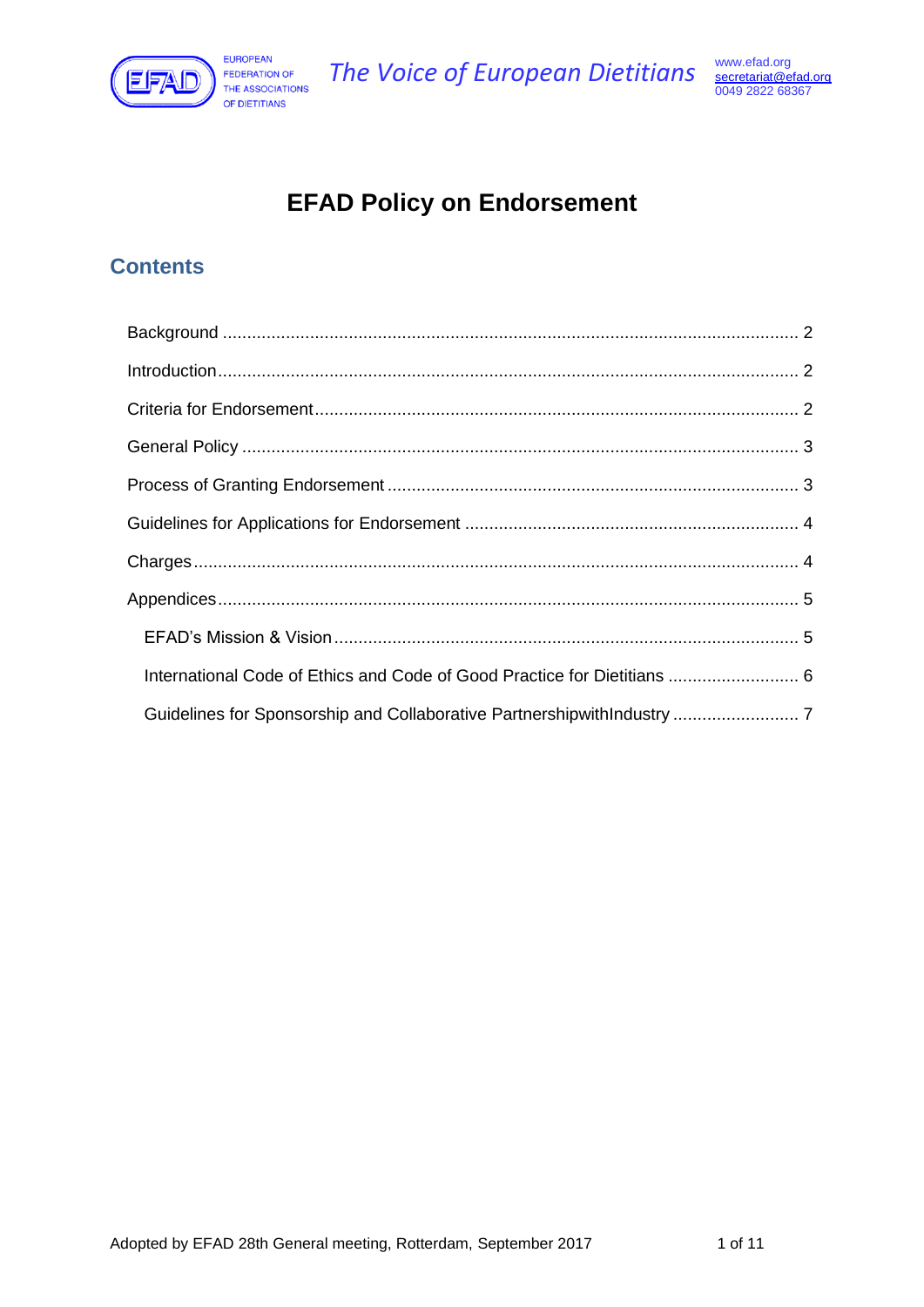# EFAD Policy on Endorsement

## Contents

- Background ........ 2
- Introduction ........ 2
- Criteria for Endorsement ........ 2
- General Policy ........ 3
- Process of Granting Endorsement ........ 3
- Guidelines for Applications for Endorsement ........ 4
- Charges ........ 4
- Appendices ........ 5
  - EFAD's Mission & Vision ........ 5
  - International Code of Ethics and Code of Good Practice for Dietitians ........ 6
  - Guidelines for Sponsorship and Collaborative PartnershipwithIndustry ........ 7

Adopted by EFAD 28th General meeting, Rotterdam, September 2017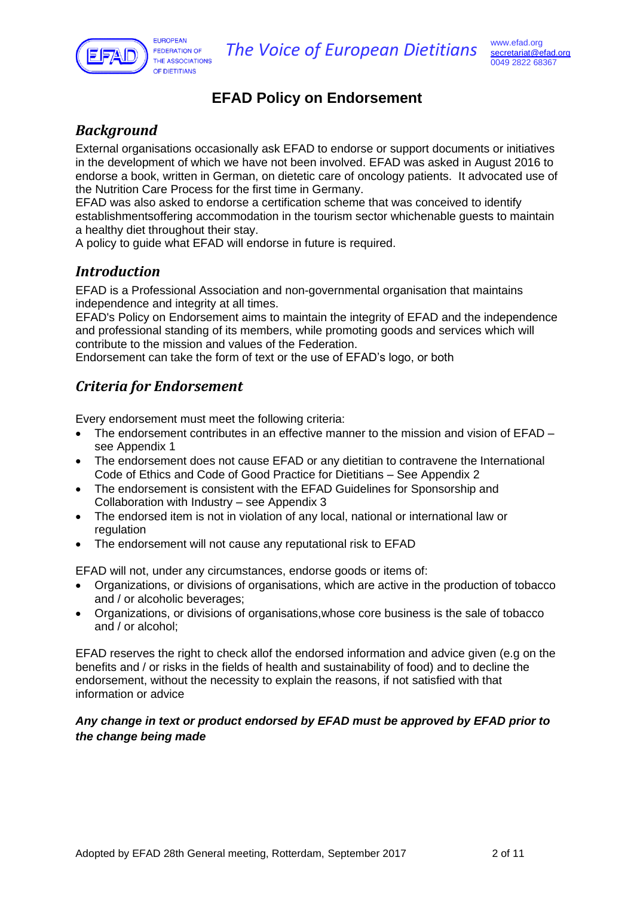# EFAD Policy on Endorsement

## Background

External organisations occasionally ask EFAD to endorse or support documents or initiatives in the development of which we have not been involved. EFAD was asked in August 2016 to endorse a book, written in German, on dietetic care of oncology patients. It advocated use of the Nutrition Care Process for the first time in Germany.
EFAD was also asked to endorse a certification scheme that was conceived to identify establishmentsoffering accommodation in the tourism sector whichenable guests to maintain a healthy diet throughout their stay.
A policy to guide what EFAD will endorse in future is required.

## Introduction

EFAD is a Professional Association and non-governmental organisation that maintains independence and integrity at all times.
EFAD's Policy on Endorsement aims to maintain the integrity of EFAD and the independence and professional standing of its members, while promoting goods and services which will contribute to the mission and values of the Federation.
Endorsement can take the form of text or the use of EFAD's logo, or both

## Criteria for Endorsement

Every endorsement must meet the following criteria:

- The endorsement contributes in an effective manner to the mission and vision of EFAD – see Appendix 1
- The endorsement does not cause EFAD or any dietitian to contravene the International Code of Ethics and Code of Good Practice for Dietitians – See Appendix 2
- The endorsement is consistent with the EFAD Guidelines for Sponsorship and Collaboration with Industry – see Appendix 3
- The endorsed item is not in violation of any local, national or international law or regulation
- The endorsement will not cause any reputational risk to EFAD

EFAD will not, under any circumstances, endorse goods or items of:

- Organizations, or divisions of organisations, which are active in the production of tobacco and / or alcoholic beverages;
- Organizations, or divisions of organisations,whose core business is the sale of tobacco and / or alcohol;

EFAD reserves the right to check allof the endorsed information and advice given (e.g on the benefits and / or risks in the fields of health and sustainability of food) and to decline the endorsement, without the necessity to explain the reasons, if not satisfied with that information or advice

***Any change in text or product endorsed by EFAD must be approved by EFAD prior to the change being made***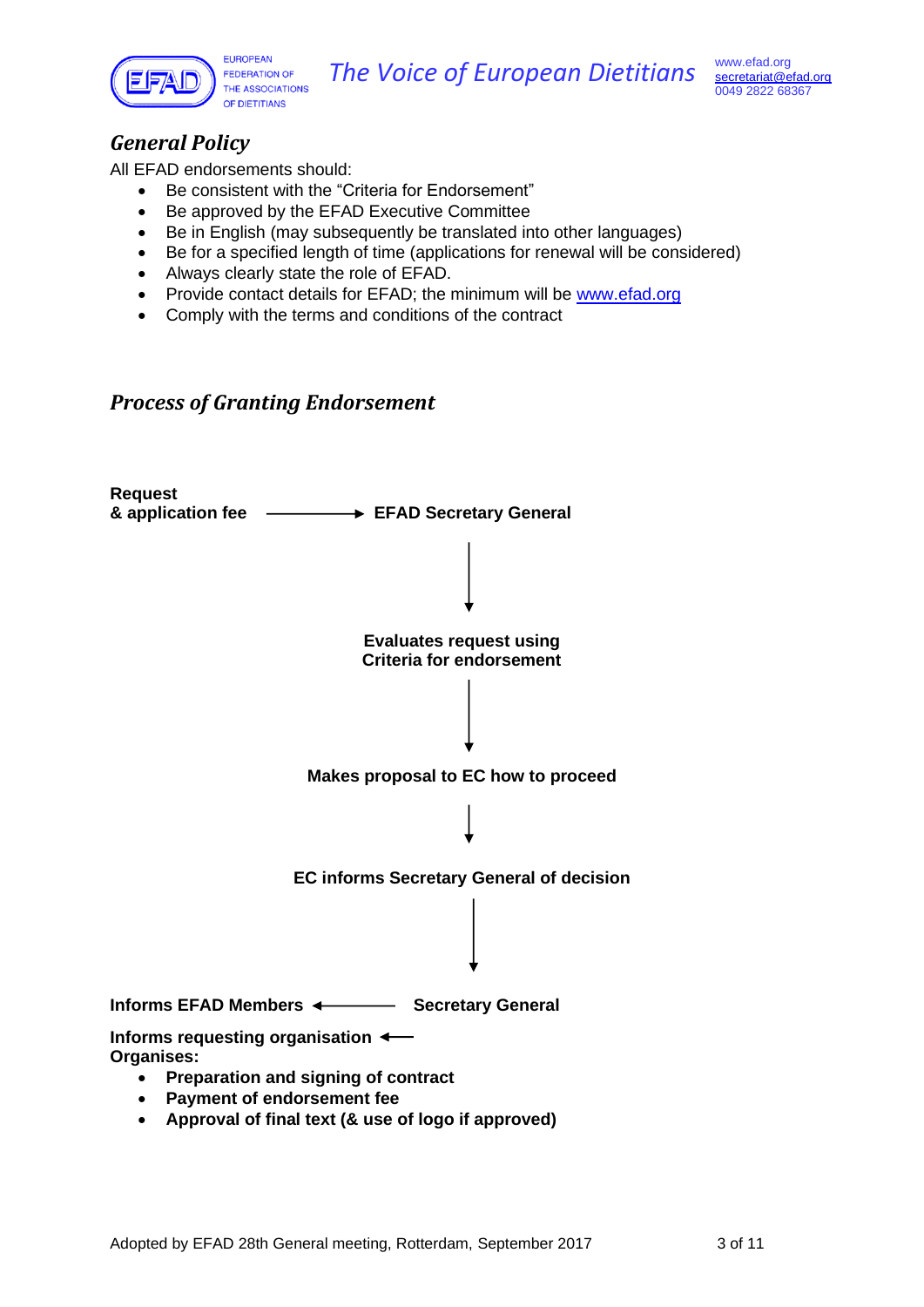## General Policy

All EFAD endorsements should:

- Be consistent with the "Criteria for Endorsement"
- Be approved by the EFAD Executive Committee
- Be in English (may subsequently be translated into other languages)
- Be for a specified length of time (applications for renewal will be considered)
- Always clearly state the role of EFAD.
- Provide contact details for EFAD; the minimum will be www.efad.org
- Comply with the terms and conditions of the contract

## Process of Granting Endorsement

**Request & application fee** → **EFAD Secretary General**

↓

**Evaluates request using Criteria for endorsement**

↓

**Makes proposal to EC how to proceed**

↓

**EC informs Secretary General of decision**

↓

**Informs EFAD Members** ← **Secretary General**

**Informs requesting organisation** ←

**Organises:**

- **Preparation and signing of contract**
- **Payment of endorsement fee**
- **Approval of final text (& use of logo if approved)**

Adopted by EFAD 28th General meeting, Rotterdam, September 2017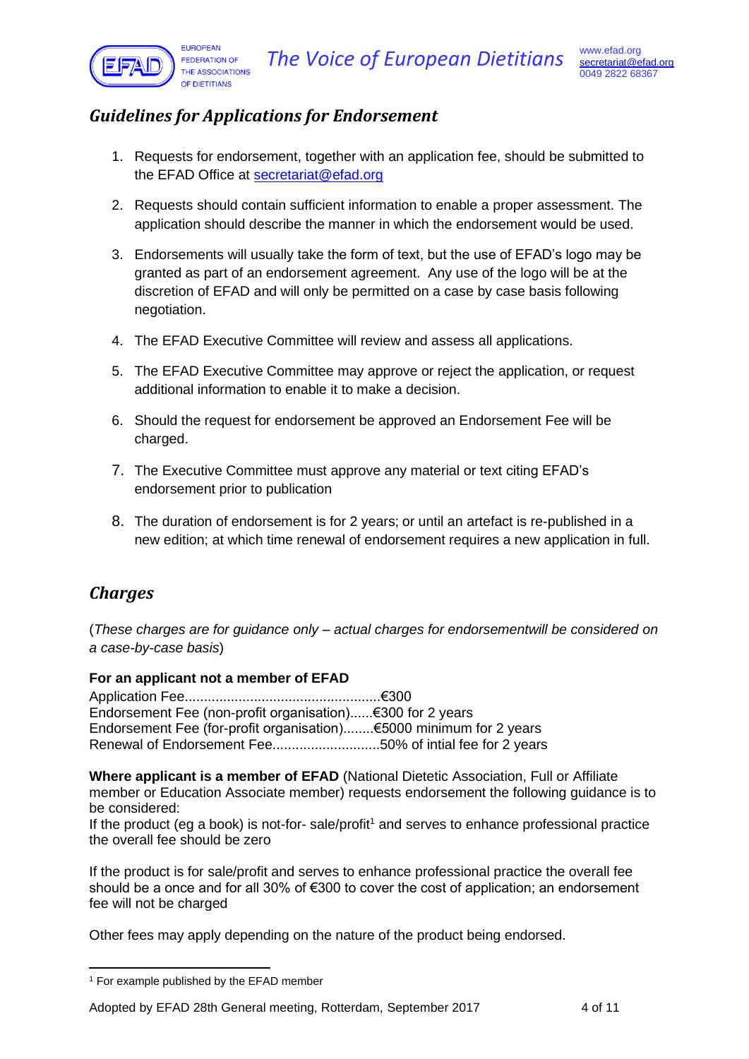## *Guidelines for Applications for Endorsement*

1. Requests for endorsement, together with an application fee, should be submitted to the EFAD Office at secretariat@efad.org
2. Requests should contain sufficient information to enable a proper assessment. The application should describe the manner in which the endorsement would be used.
3. Endorsements will usually take the form of text, but the use of EFAD's logo may be granted as part of an endorsement agreement. Any use of the logo will be at the discretion of EFAD and will only be permitted on a case by case basis following negotiation.
4. The EFAD Executive Committee will review and assess all applications.
5. The EFAD Executive Committee may approve or reject the application, or request additional information to enable it to make a decision.
6. Should the request for endorsement be approved an Endorsement Fee will be charged.
7. The Executive Committee must approve any material or text citing EFAD's endorsement prior to publication
8. The duration of endorsement is for 2 years; or until an artefact is re-published in a new edition; at which time renewal of endorsement requires a new application in full.

## *Charges*

(*These charges are for guidance only – actual charges for endorsementwill be considered on a case-by-case basis*)

**For an applicant not a member of EFAD**

Application Fee...................................................€300
Endorsement Fee (non-profit organisation)......€300 for 2 years
Endorsement Fee (for-profit organisation)........€5000 minimum for 2 years
Renewal of Endorsement Fee............................50% of intial fee for 2 years

**Where applicant is a member of EFAD** (National Dietetic Association, Full or Affiliate member or Education Associate member) requests endorsement the following guidance is to be considered:
If the product (eg a book) is not-for- sale/profit[1] and serves to enhance professional practice the overall fee should be zero

If the product is for sale/profit and serves to enhance professional practice the overall fee should be a once and for all 30% of €300 to cover the cost of application; an endorsement fee will not be charged

Other fees may apply depending on the nature of the product being endorsed.

[1] For example published by the EFAD member

Adopted by EFAD 28th General meeting, Rotterdam, September 2017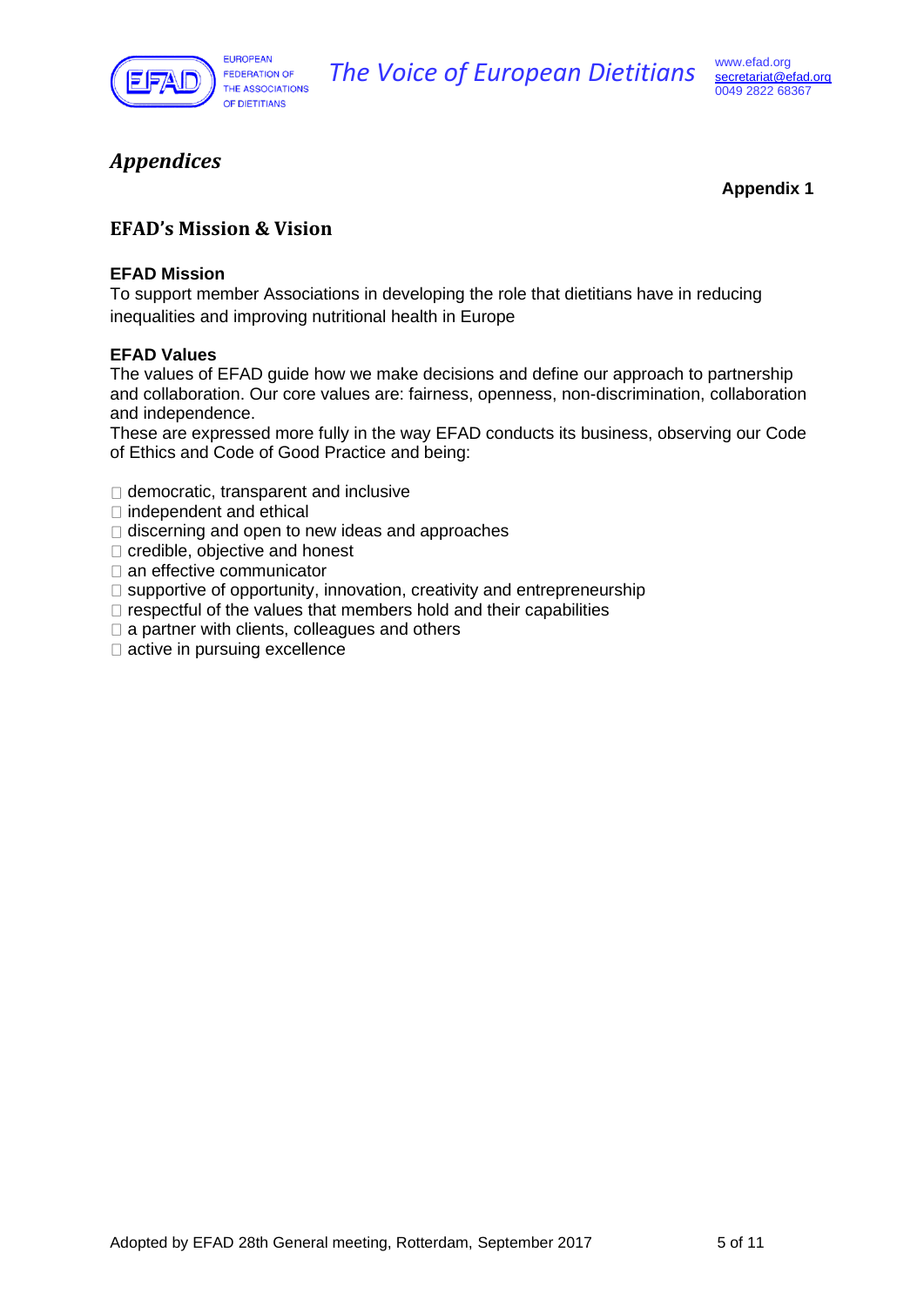# *Appendices*

**Appendix 1**

## EFAD's Mission & Vision

**EFAD Mission**

To support member Associations in developing the role that dietitians have in reducing inequalities and improving nutritional health in Europe

**EFAD Values**

The values of EFAD guide how we make decisions and define our approach to partnership and collaboration. Our core values are: fairness, openness, non-discrimination, collaboration and independence.

These are expressed more fully in the way EFAD conducts its business, observing our Code of Ethics and Code of Good Practice and being:

- democratic, transparent and inclusive
- independent and ethical
- discerning and open to new ideas and approaches
- credible, objective and honest
- an effective communicator
- supportive of opportunity, innovation, creativity and entrepreneurship
- respectful of the values that members hold and their capabilities
- a partner with clients, colleagues and others
- active in pursuing excellence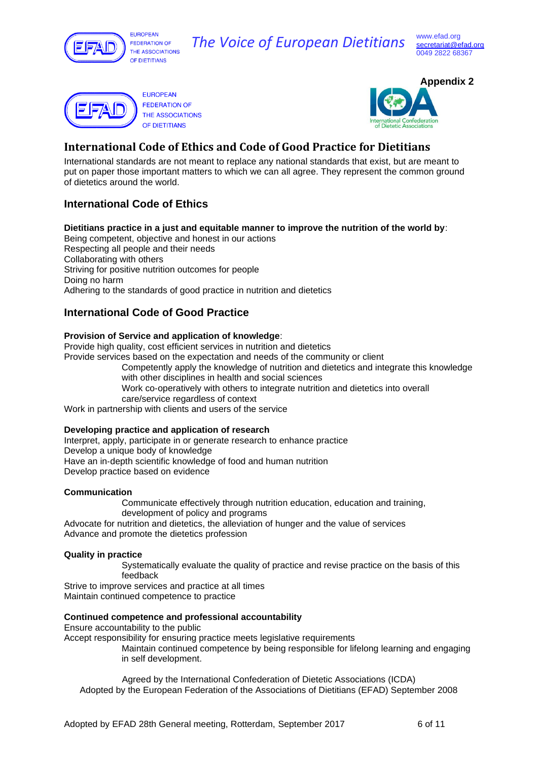**Appendix 2**

# International Code of Ethics and Code of Good Practice for Dietitians

International standards are not meant to replace any national standards that exist, but are meant to put on paper those important matters to which we can all agree. They represent the common ground of dietetics around the world.

## International Code of Ethics

**Dietitians practice in a just and equitable manner to improve the nutrition of the world by**:
Being competent, objective and honest in our actions
Respecting all people and their needs
Collaborating with others
Striving for positive nutrition outcomes for people
Doing no harm
Adhering to the standards of good practice in nutrition and dietetics

## International Code of Good Practice

**Provision of Service and application of knowledge**:
Provide high quality, cost efficient services in nutrition and dietetics
Provide services based on the expectation and needs of the community or client
Competently apply the knowledge of nutrition and dietetics and integrate this knowledge with other disciplines in health and social sciences
Work co-operatively with others to integrate nutrition and dietetics into overall care/service regardless of context
Work in partnership with clients and users of the service

**Developing practice and application of research**
Interpret, apply, participate in or generate research to enhance practice
Develop a unique body of knowledge
Have an in-depth scientific knowledge of food and human nutrition
Develop practice based on evidence

**Communication**
Communicate effectively through nutrition education, education and training, development of policy and programs
Advocate for nutrition and dietetics, the alleviation of hunger and the value of services
Advance and promote the dietetics profession

**Quality in practice**
Systematically evaluate the quality of practice and revise practice on the basis of this feedback
Strive to improve services and practice at all times
Maintain continued competence to practice

**Continued competence and professional accountability**
Ensure accountability to the public
Accept responsibility for ensuring practice meets legislative requirements
Maintain continued competence by being responsible for lifelong learning and engaging in self development.

Agreed by the International Confederation of Dietetic Associations (ICDA)
Adopted by the European Federation of the Associations of Dietitians (EFAD) September 2008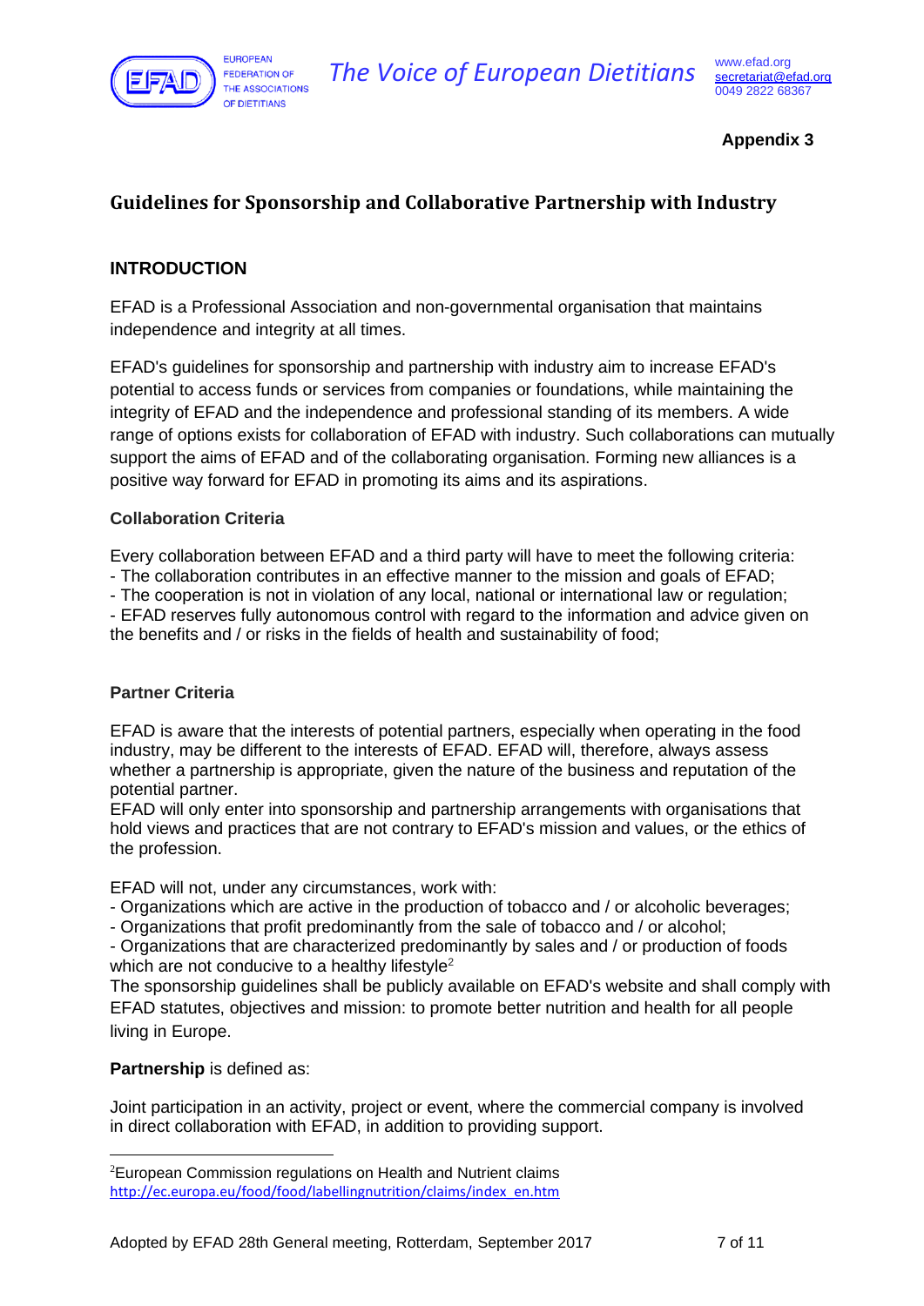**Appendix 3**

## Guidelines for Sponsorship and Collaborative Partnership with Industry

### INTRODUCTION

EFAD is a Professional Association and non-governmental organisation that maintains independence and integrity at all times.

EFAD's guidelines for sponsorship and partnership with industry aim to increase EFAD's potential to access funds or services from companies or foundations, while maintaining the integrity of EFAD and the independence and professional standing of its members. A wide range of options exists for collaboration of EFAD with industry. Such collaborations can mutually support the aims of EFAD and of the collaborating organisation. Forming new alliances is a positive way forward for EFAD in promoting its aims and its aspirations.

#### Collaboration Criteria

Every collaboration between EFAD and a third party will have to meet the following criteria:
- The collaboration contributes in an effective manner to the mission and goals of EFAD;
- The cooperation is not in violation of any local, national or international law or regulation;
- EFAD reserves fully autonomous control with regard to the information and advice given on the benefits and / or risks in the fields of health and sustainability of food;

#### Partner Criteria

EFAD is aware that the interests of potential partners, especially when operating in the food industry, may be different to the interests of EFAD. EFAD will, therefore, always assess whether a partnership is appropriate, given the nature of the business and reputation of the potential partner.
EFAD will only enter into sponsorship and partnership arrangements with organisations that hold views and practices that are not contrary to EFAD's mission and values, or the ethics of the profession.

EFAD will not, under any circumstances, work with:
- Organizations which are active in the production of tobacco and / or alcoholic beverages;
- Organizations that profit predominantly from the sale of tobacco and / or alcohol;
- Organizations that are characterized predominantly by sales and / or production of foods which are not conducive to a healthy lifestyle[2]

The sponsorship guidelines shall be publicly available on EFAD's website and shall comply with EFAD statutes, objectives and mission: to promote better nutrition and health for all people living in Europe.

**Partnership** is defined as:

Joint participation in an activity, project or event, where the commercial company is involved in direct collaboration with EFAD, in addition to providing support.

---

[2]European Commission regulations on Health and Nutrient claims http://ec.europa.eu/food/food/labellingnutrition/claims/index_en.htm

Adopted by EFAD 28th General meeting, Rotterdam, September 2017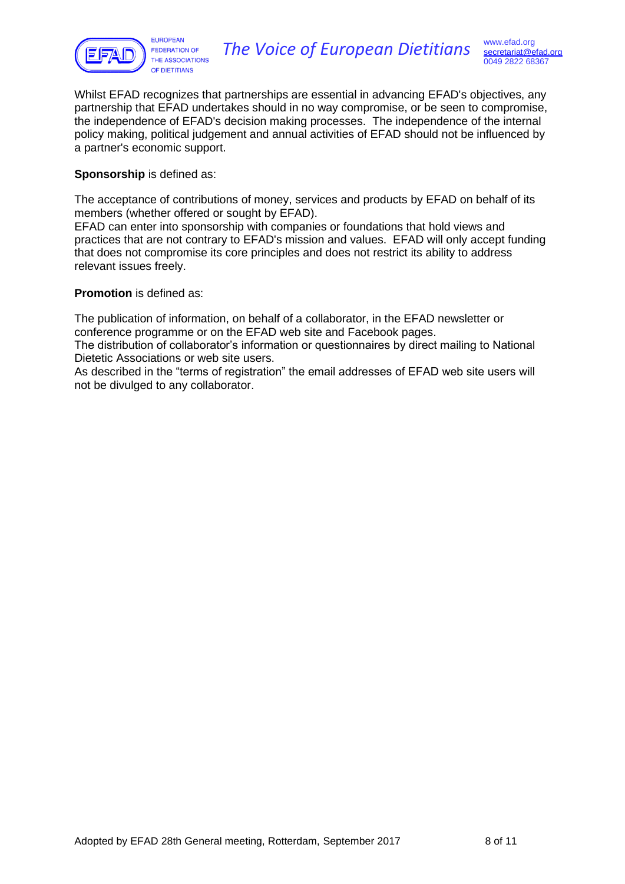Whilst EFAD recognizes that partnerships are essential in advancing EFAD's objectives, any partnership that EFAD undertakes should in no way compromise, or be seen to compromise, the independence of EFAD's decision making processes. The independence of the internal policy making, political judgement and annual activities of EFAD should not be influenced by a partner's economic support.

**Sponsorship** is defined as:

The acceptance of contributions of money, services and products by EFAD on behalf of its members (whether offered or sought by EFAD).
EFAD can enter into sponsorship with companies or foundations that hold views and practices that are not contrary to EFAD's mission and values. EFAD will only accept funding that does not compromise its core principles and does not restrict its ability to address relevant issues freely.

**Promotion** is defined as:

The publication of information, on behalf of a collaborator, in the EFAD newsletter or conference programme or on the EFAD web site and Facebook pages.
The distribution of collaborator's information or questionnaires by direct mailing to National Dietetic Associations or web site users.
As described in the "terms of registration" the email addresses of EFAD web site users will not be divulged to any collaborator.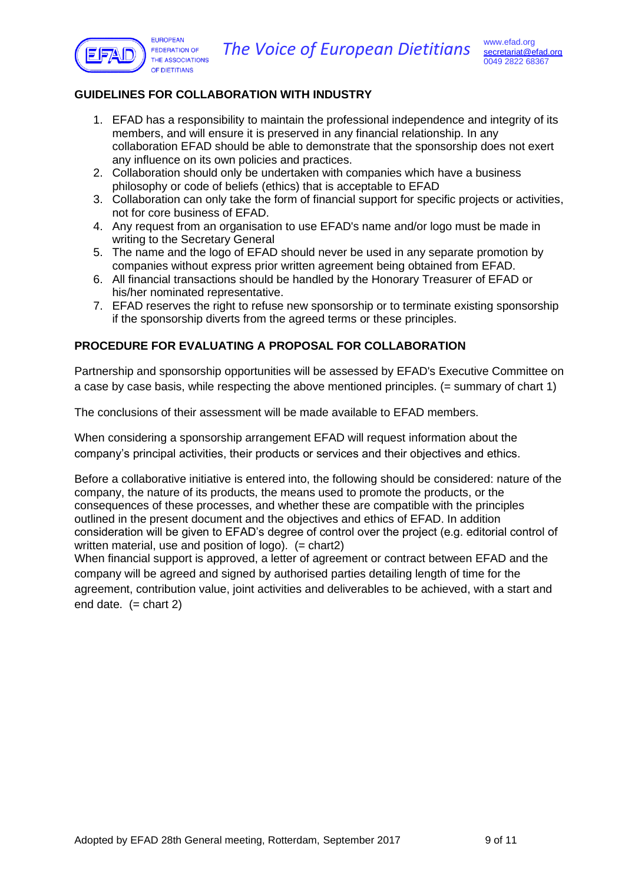## GUIDELINES FOR COLLABORATION WITH INDUSTRY

1. EFAD has a responsibility to maintain the professional independence and integrity of its members, and will ensure it is preserved in any financial relationship. In any collaboration EFAD should be able to demonstrate that the sponsorship does not exert any influence on its own policies and practices.
2. Collaboration should only be undertaken with companies which have a business philosophy or code of beliefs (ethics) that is acceptable to EFAD
3. Collaboration can only take the form of financial support for specific projects or activities, not for core business of EFAD.
4. Any request from an organisation to use EFAD's name and/or logo must be made in writing to the Secretary General
5. The name and the logo of EFAD should never be used in any separate promotion by companies without express prior written agreement being obtained from EFAD.
6. All financial transactions should be handled by the Honorary Treasurer of EFAD or his/her nominated representative.
7. EFAD reserves the right to refuse new sponsorship or to terminate existing sponsorship if the sponsorship diverts from the agreed terms or these principles.

## PROCEDURE FOR EVALUATING A PROPOSAL FOR COLLABORATION

Partnership and sponsorship opportunities will be assessed by EFAD's Executive Committee on a case by case basis, while respecting the above mentioned principles. (= summary of chart 1)

The conclusions of their assessment will be made available to EFAD members.

When considering a sponsorship arrangement EFAD will request information about the company's principal activities, their products or services and their objectives and ethics.

Before a collaborative initiative is entered into, the following should be considered: nature of the company, the nature of its products, the means used to promote the products, or the consequences of these processes, and whether these are compatible with the principles outlined in the present document and the objectives and ethics of EFAD. In addition consideration will be given to EFAD's degree of control over the project (e.g. editorial control of written material, use and position of logo). (= chart2)
When financial support is approved, a letter of agreement or contract between EFAD and the company will be agreed and signed by authorised parties detailing length of time for the agreement, contribution value, joint activities and deliverables to be achieved, with a start and end date. (= chart 2)

Adopted by EFAD 28th General meeting, Rotterdam, September 2017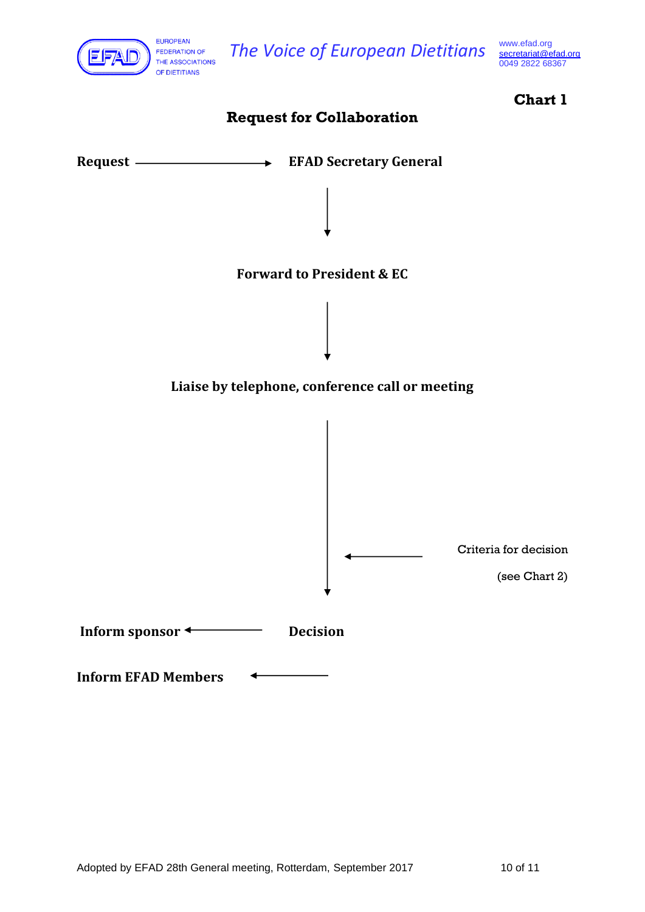**Chart 1**

## Request for Collaboration

**Request** → **EFAD Secretary General**

↓

**Forward to President & EC**

↓

**Liaise by telephone, conference call or meeting**

↓ ← Criteria for decision (see Chart 2)

**Inform sponsor** ← **Decision**

**Inform EFAD Members** ←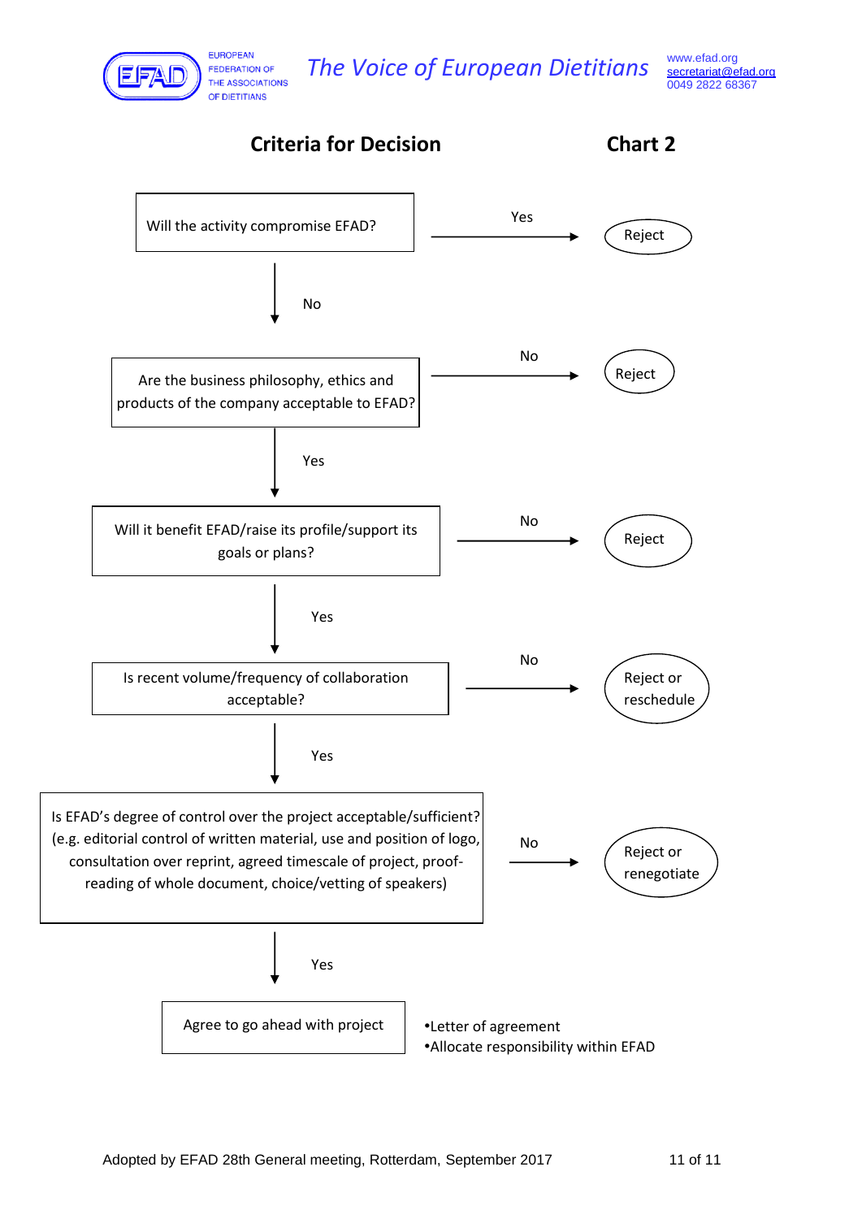## Criteria for Decision

## Chart 2

Will the activity compromise EFAD?

Yes → Reject

No

Are the business philosophy, ethics and products of the company acceptable to EFAD?

No → Reject

Yes

Will it benefit EFAD/raise its profile/support its goals or plans?

No → Reject

Yes

Is recent volume/frequency of collaboration acceptable?

No → Reject or reschedule

Yes

Is EFAD's degree of control over the project acceptable/sufficient? (e.g. editorial control of written material, use and position of logo, consultation over reprint, agreed timescale of project, proof-reading of whole document, choice/vetting of speakers)

No → Reject or renegotiate

Yes

Agree to go ahead with project

- Letter of agreement
- Allocate responsibility within EFAD

Adopted by EFAD 28th General meeting, Rotterdam, September 2017